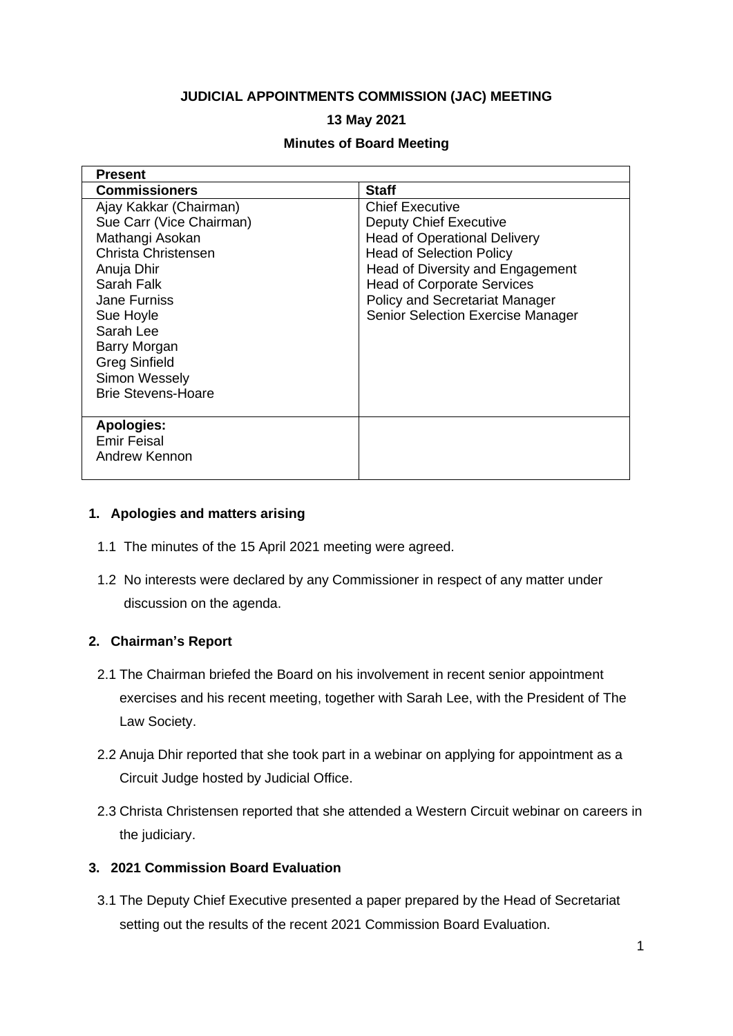**JUDICIAL APPOINTMENTS COMMISSION (JAC) MEETING**

**13 May 2021**

**Minutes of Board Meeting**

| **Present** | |
|---|---|
| **Commissioners** | **Staff** |
| Ajay Kakkar (Chairman)<br>Sue Carr (Vice Chairman)<br>Mathangi Asokan<br>Christa Christensen<br>Anuja Dhir<br>Sarah Falk<br>Jane Furniss<br>Sue Hoyle<br>Sarah Lee<br>Barry Morgan<br>Greg Sinfield<br>Simon Wessely<br>Brie Stevens-Hoare | Chief Executive<br>Deputy Chief Executive<br>Head of Operational Delivery<br>Head of Selection Policy<br>Head of Diversity and Engagement<br>Head of Corporate Services<br>Policy and Secretariat Manager<br>Senior Selection Exercise Manager |
| **Apologies:**<br>Emir Feisal<br>Andrew Kennon | |

## 1. Apologies and matters arising

1.1 The minutes of the 15 April 2021 meeting were agreed.

1.2 No interests were declared by any Commissioner in respect of any matter under discussion on the agenda.

## 2. Chairman's Report

2.1 The Chairman briefed the Board on his involvement in recent senior appointment exercises and his recent meeting, together with Sarah Lee, with the President of The Law Society.

2.2 Anuja Dhir reported that she took part in a webinar on applying for appointment as a Circuit Judge hosted by Judicial Office.

2.3 Christa Christensen reported that she attended a Western Circuit webinar on careers in the judiciary.

## 3. 2021 Commission Board Evaluation

3.1 The Deputy Chief Executive presented a paper prepared by the Head of Secretariat setting out the results of the recent 2021 Commission Board Evaluation.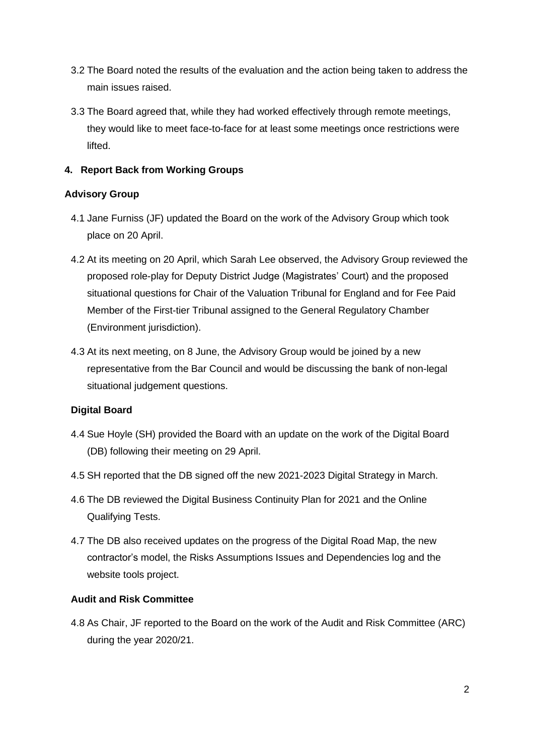3.2 The Board noted the results of the evaluation and the action being taken to address the main issues raised.

3.3 The Board agreed that, while they had worked effectively through remote meetings, they would like to meet face-to-face for at least some meetings once restrictions were lifted.

## 4. Report Back from Working Groups

### Advisory Group

4.1 Jane Furniss (JF) updated the Board on the work of the Advisory Group which took place on 20 April.

4.2 At its meeting on 20 April, which Sarah Lee observed, the Advisory Group reviewed the proposed role-play for Deputy District Judge (Magistrates' Court) and the proposed situational questions for Chair of the Valuation Tribunal for England and for Fee Paid Member of the First-tier Tribunal assigned to the General Regulatory Chamber (Environment jurisdiction).

4.3 At its next meeting, on 8 June, the Advisory Group would be joined by a new representative from the Bar Council and would be discussing the bank of non-legal situational judgement questions.

### Digital Board

4.4 Sue Hoyle (SH) provided the Board with an update on the work of the Digital Board (DB) following their meeting on 29 April.

4.5 SH reported that the DB signed off the new 2021-2023 Digital Strategy in March.

4.6 The DB reviewed the Digital Business Continuity Plan for 2021 and the Online Qualifying Tests.

4.7 The DB also received updates on the progress of the Digital Road Map, the new contractor's model, the Risks Assumptions Issues and Dependencies log and the website tools project.

### Audit and Risk Committee

4.8 As Chair, JF reported to the Board on the work of the Audit and Risk Committee (ARC) during the year 2020/21.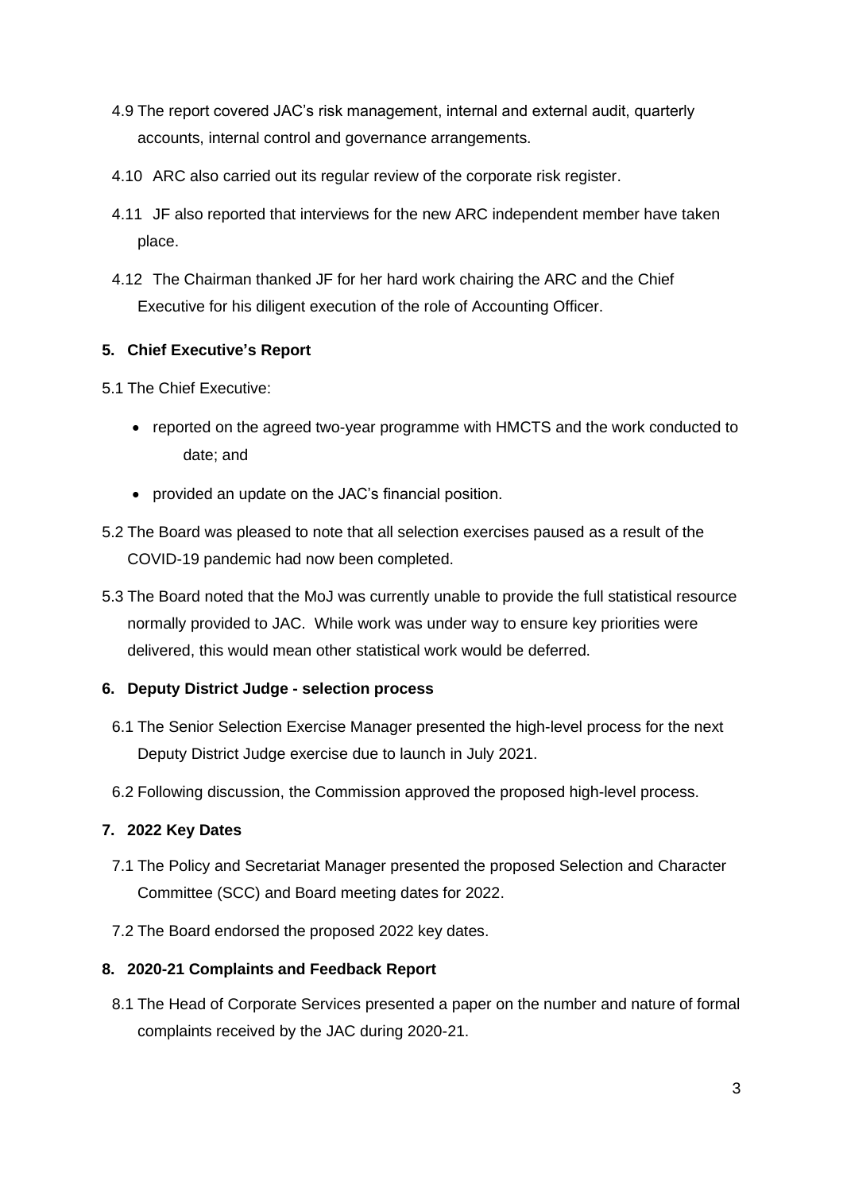4.9 The report covered JAC's risk management, internal and external audit, quarterly accounts, internal control and governance arrangements.

4.10 ARC also carried out its regular review of the corporate risk register.

4.11 JF also reported that interviews for the new ARC independent member have taken place.

4.12 The Chairman thanked JF for her hard work chairing the ARC and the Chief Executive for his diligent execution of the role of Accounting Officer.

**5. Chief Executive's Report**

5.1 The Chief Executive:

- reported on the agreed two-year programme with HMCTS and the work conducted to date; and
- provided an update on the JAC's financial position.

5.2 The Board was pleased to note that all selection exercises paused as a result of the COVID-19 pandemic had now been completed.

5.3 The Board noted that the MoJ was currently unable to provide the full statistical resource normally provided to JAC. While work was under way to ensure key priorities were delivered, this would mean other statistical work would be deferred.

**6. Deputy District Judge - selection process**

6.1 The Senior Selection Exercise Manager presented the high-level process for the next Deputy District Judge exercise due to launch in July 2021.

6.2 Following discussion, the Commission approved the proposed high-level process.

**7. 2022 Key Dates**

7.1 The Policy and Secretariat Manager presented the proposed Selection and Character Committee (SCC) and Board meeting dates for 2022.

7.2 The Board endorsed the proposed 2022 key dates.

**8. 2020-21 Complaints and Feedback Report**

8.1 The Head of Corporate Services presented a paper on the number and nature of formal complaints received by the JAC during 2020-21.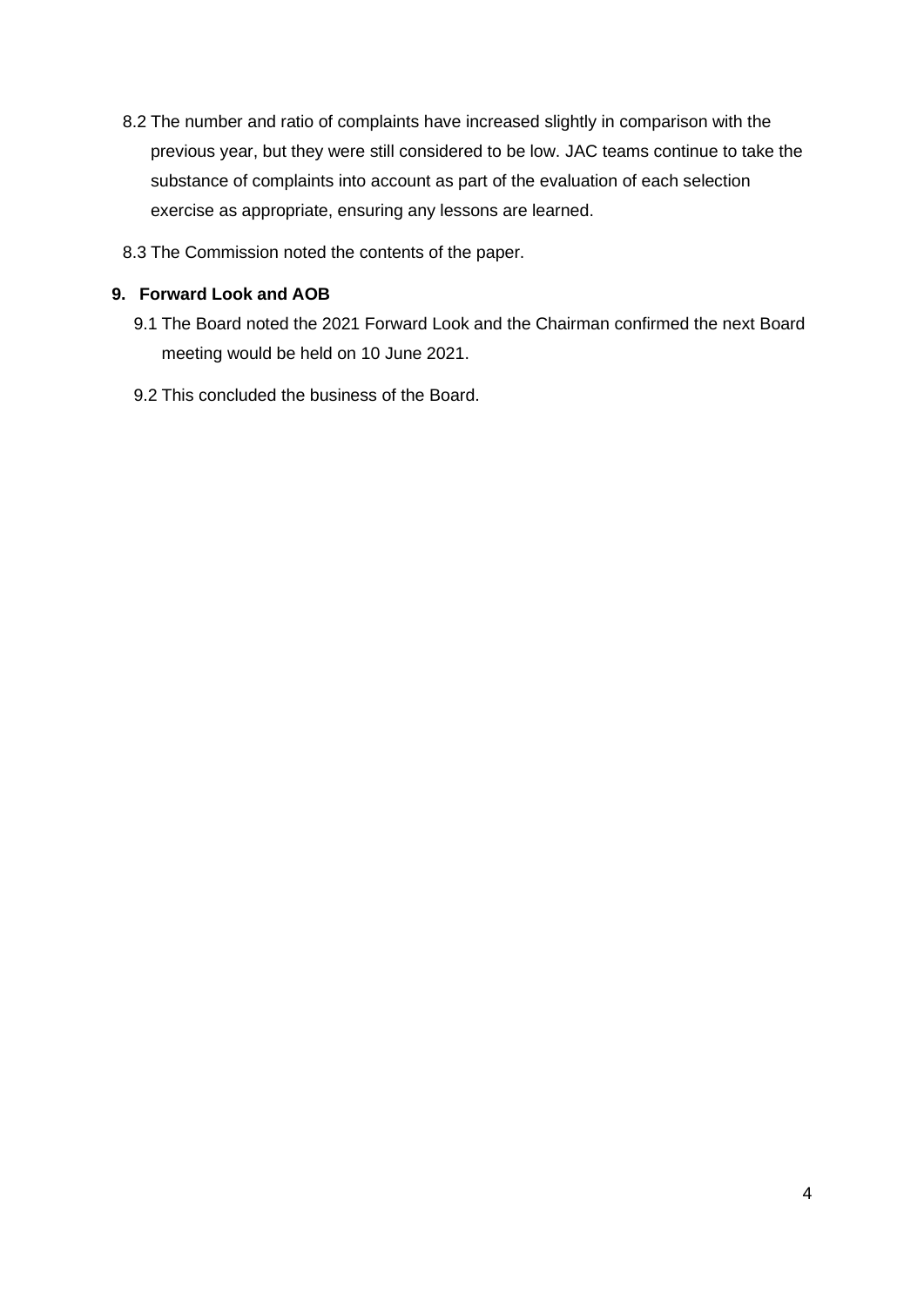8.2 The number and ratio of complaints have increased slightly in comparison with the previous year, but they were still considered to be low. JAC teams continue to take the substance of complaints into account as part of the evaluation of each selection exercise as appropriate, ensuring any lessons are learned.

8.3 The Commission noted the contents of the paper.

## 9. Forward Look and AOB

9.1 The Board noted the 2021 Forward Look and the Chairman confirmed the next Board meeting would be held on 10 June 2021.

9.2 This concluded the business of the Board.